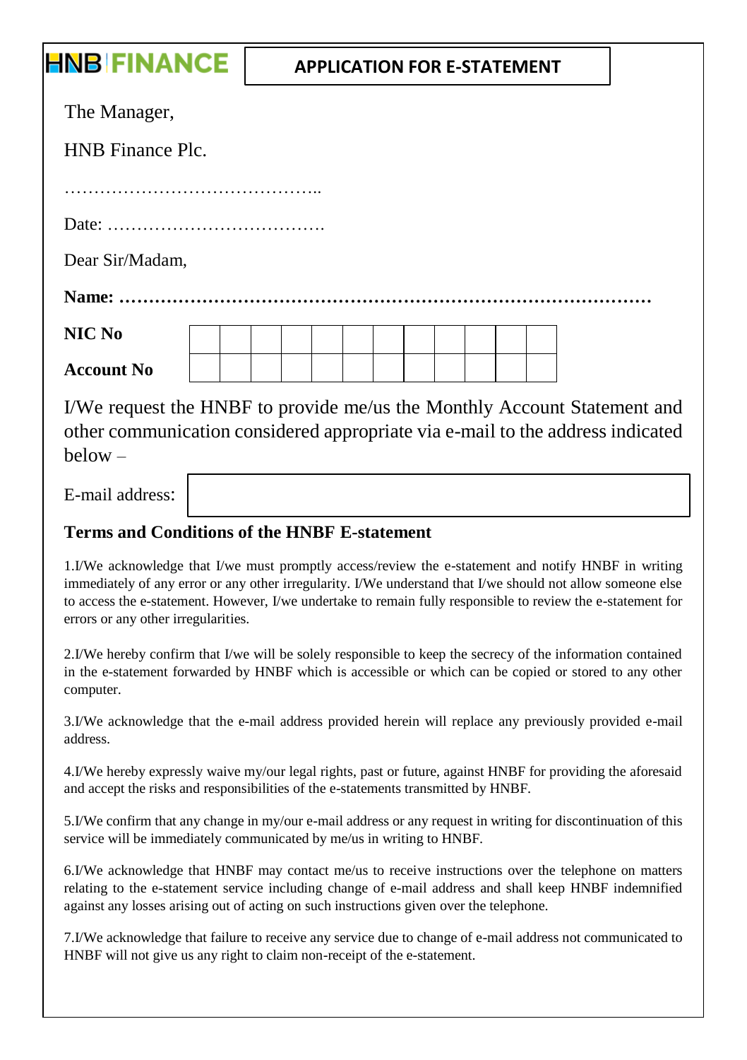**HNB FINANCE**

## APPLICATION FOR E-STATEMENT

The Manager,

HNB Finance Plc.

……………………………………..

Date: ……………………………….

Dear Sir/Madam,

**Name: ……………………………………………………………………………**

| **NIC No** | | | | | | | | | | | | |
|---|---|---|---|---|---|---|---|---|---|---|---|---|
| **Account No** | | | | | | | | | | | | |

I/We request the HNBF to provide me/us the Monthly Account Statement and other communication considered appropriate via e-mail to the address indicated below –

E-mail address:

### Terms and Conditions of the HNBF E-statement

1.I/We acknowledge that I/we must promptly access/review the e-statement and notify HNBF in writing immediately of any error or any other irregularity. I/We understand that I/we should not allow someone else to access the e-statement. However, I/we undertake to remain fully responsible to review the e-statement for errors or any other irregularities.

2.I/We hereby confirm that I/we will be solely responsible to keep the secrecy of the information contained in the e-statement forwarded by HNBF which is accessible or which can be copied or stored to any other computer.

3.I/We acknowledge that the e-mail address provided herein will replace any previously provided e-mail address.

4.I/We hereby expressly waive my/our legal rights, past or future, against HNBF for providing the aforesaid and accept the risks and responsibilities of the e-statements transmitted by HNBF.

5.I/We confirm that any change in my/our e-mail address or any request in writing for discontinuation of this service will be immediately communicated by me/us in writing to HNBF.

6.I/We acknowledge that HNBF may contact me/us to receive instructions over the telephone on matters relating to the e-statement service including change of e-mail address and shall keep HNBF indemnified against any losses arising out of acting on such instructions given over the telephone.

7.I/We acknowledge that failure to receive any service due to change of e-mail address not communicated to HNBF will not give us any right to claim non-receipt of the e-statement.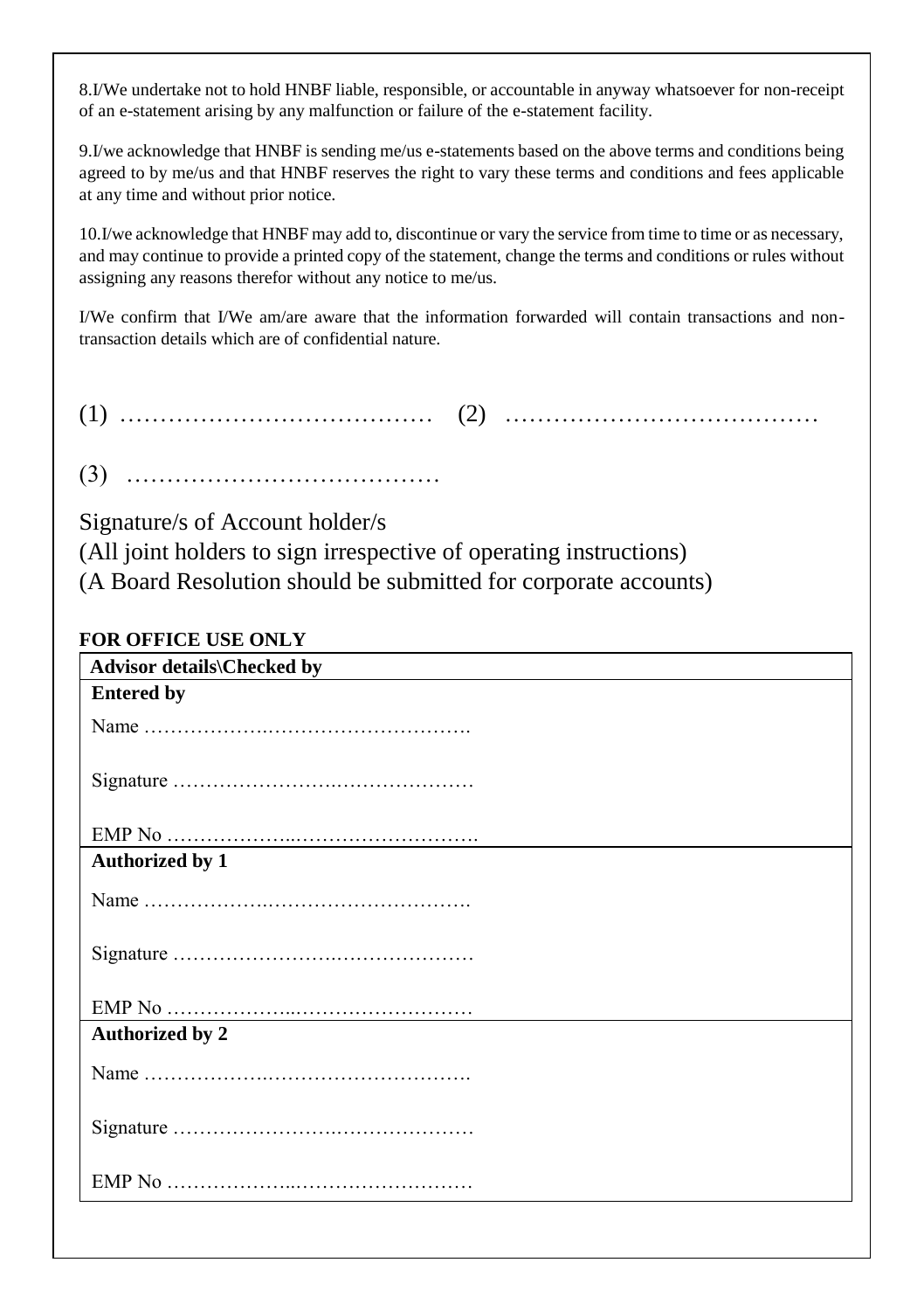8.I/We undertake not to hold HNBF liable, responsible, or accountable in anyway whatsoever for non-receipt of an e-statement arising by any malfunction or failure of the e-statement facility.

9.I/we acknowledge that HNBF is sending me/us e-statements based on the above terms and conditions being agreed to by me/us and that HNBF reserves the right to vary these terms and conditions and fees applicable at any time and without prior notice.

10.I/we acknowledge that HNBF may add to, discontinue or vary the service from time to time or as necessary, and may continue to provide a printed copy of the statement, change the terms and conditions or rules without assigning any reasons therefor without any notice to me/us.

I/We confirm that I/We am/are aware that the information forwarded will contain transactions and non-transaction details which are of confidential nature.

(1) ………………………………… (2) …………………………………

(3) …………………………………

Signature/s of Account holder/s
(All joint holders to sign irrespective of operating instructions)
(A Board Resolution should be submitted for corporate accounts)

**FOR OFFICE USE ONLY**

| **Advisor details\Checked by** |
| --- |
| **Entered by**<br><br>Name …………….………………………….<br><br>Signature ……………………..…………………<br><br>EMP No ……………..………………………. |
| **Authorized by 1**<br><br>Name …………….………………………….<br><br>Signature ……………………..…………………<br><br>EMP No ……………..……………………… |
| **Authorized by 2**<br><br>Name …………….………………………….<br><br>Signature ……………………..…………………<br><br>EMP No ……………..……………………… |